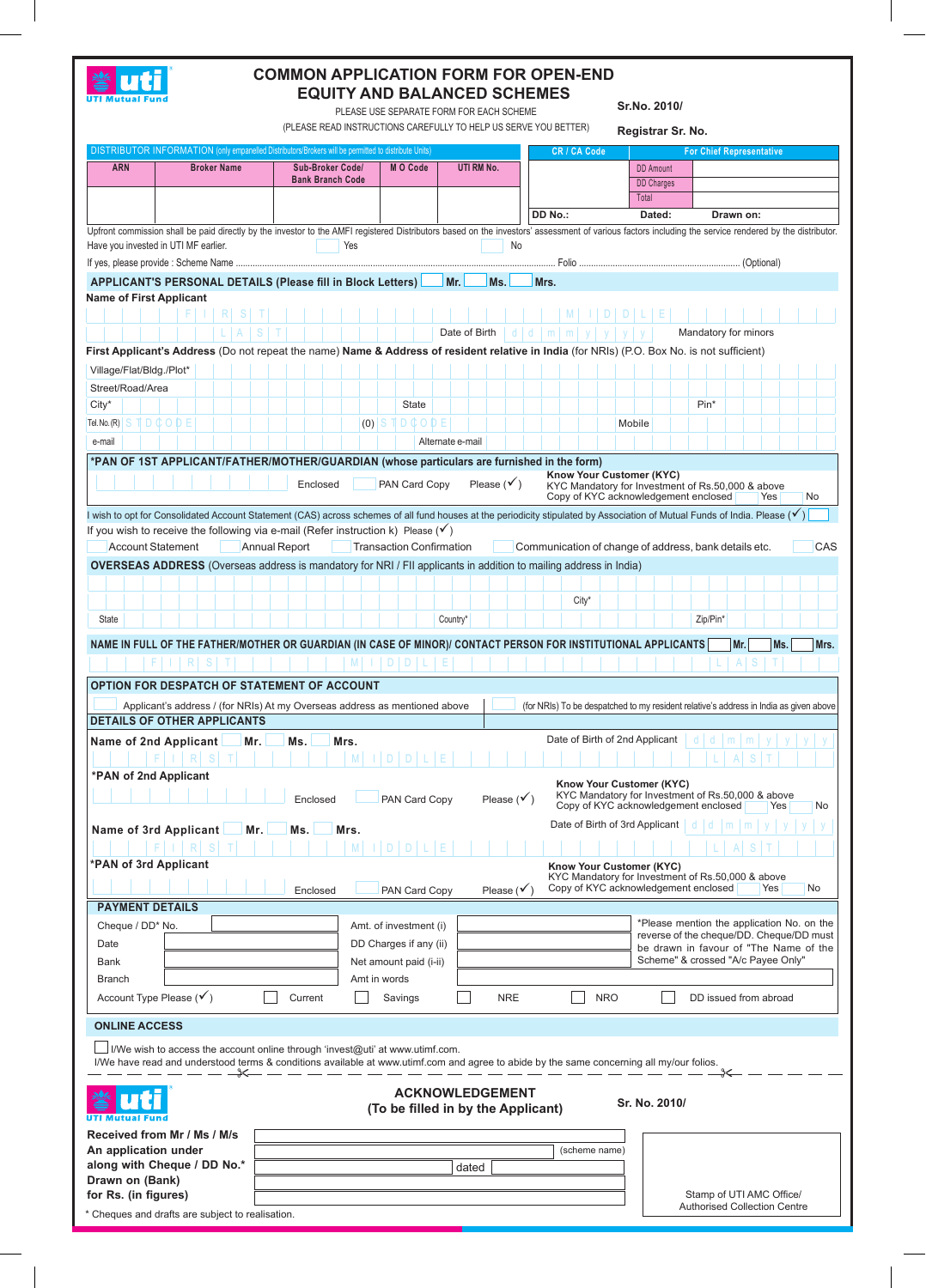UTI Mutual Fund

# COMMON APPLICATION FORM FOR OPEN-END EQUITY AND BALANCED SCHEMES

PLEASE USE SEPARATE FORM FOR EACH SCHEME

(PLEASE READ INSTRUCTIONS CAREFULLY TO HELP US SERVE YOU BETTER)

Sr.No. 2010/

Registrar Sr. No.

**DISTRIBUTOR INFORMATION** (only empanelled Distributors/Brokers will be permitted to distribute Units)

| ARN | Broker Name | Sub-Broker Code/ Bank Branch Code | M O Code | UTI RM No. |
|---|---|---|---|---|
| | | | | |

| CR / CA Code | For Chief Representative | |
|---|---|---|
| | DD Amount | |
| | DD Charges | |
| | Total | |
| DD No.: | Dated: | Drawn on: |

Upfront commission shall be paid directly by the investor to the AMFI registered Distributors based on the investors' assessment of various factors including the service rendered by the distributor.

Have you invested in UTI MF earlier. ☐ Yes ☐ No

If yes, please provide : Scheme Name .................... Folio .................... (Optional)

## APPLICANT'S PERSONAL DETAILS (Please fill in Block Letters) ☐ Mr. ☐ Ms. ☐ Mrs.

**Name of First Applicant**

FIRST | MIDDLE | LAST

Date of Birth d d m m y y y y    Mandatory for minors

**First Applicant's Address** (Do not repeat the name) **Name & Address of resident relative in India** (for NRIs) (P.O. Box No. is not sufficient)

Village/Flat/Bldg./Plot*

Street/Road/Area

City*    State    Pin*

Tel.No. (R) STD CODE    (O) STD CODE    Mobile

e-mail    Alternate e-mail

**\*PAN OF 1ST APPLICANT/FATHER/MOTHER/GUARDIAN (whose particulars are furnished in the form)**

Enclosed ☐ PAN Card Copy    Please (✓)

**Know Your Customer (KYC)**
KYC Mandatory for Investment of Rs.50,000 & above
Copy of KYC acknowledgement enclosed ☐ Yes ☐ No

I wish to opt for Consolidated Account Statement (CAS) across schemes of all fund houses at the periodicity stipulated by Association of Mutual Funds of India. Please (✓) ☐

If you wish to receive the following via e-mail (Refer instruction k) Please (✓)

☐ Account Statement ☐ Annual Report ☐ Transaction Confirmation ☐ Communication of change of address, bank details etc. ☐ CAS

**OVERSEAS ADDRESS** (Overseas address is mandatory for NRI / FII applicants in addition to mailing address in India)

City*

State    Country*    Zip/Pin*

**NAME IN FULL OF THE FATHER/MOTHER OR GUARDIAN (IN CASE OF MINOR)/ CONTACT PERSON FOR INSTITUTIONAL APPLICANTS** ☐ Mr. ☐ Ms. ☐ Mrs.

FIRST | MIDDLE | LAST

## OPTION FOR DESPATCH OF STATEMENT OF ACCOUNT

☐ Applicant's address / (for NRIs) At my Overseas address as mentioned above    ☐ (for NRIs) To be despatched to my resident relative's address in India as given above

## DETAILS OF OTHER APPLICANTS

**Name of 2nd Applicant** ☐ Mr. ☐ Ms. ☐ Mrs.    Date of Birth of 2nd Applicant d d m m y y y y

FIRST | MIDDLE | LAST

**\*PAN of 2nd Applicant**

Enclosed ☐ PAN Card Copy    Please (✓)

**Know Your Customer (KYC)**
KYC Mandatory for Investment of Rs.50,000 & above
Copy of KYC acknowledgement enclosed ☐ Yes ☐ No

**Name of 3rd Applicant** ☐ Mr. ☐ Ms. ☐ Mrs.    Date of Birth of 3rd Applicant d d m m y y y y

FIRST | MIDDLE | LAST

**\*PAN of 3rd Applicant**

Enclosed ☐ PAN Card Copy    Please (✓)

**Know Your Customer (KYC)**
KYC Mandatory for Investment of Rs.50,000 & above
Copy of KYC acknowledgement enclosed ☐ Yes ☐ No

## PAYMENT DETAILS

| | | | |
|---|---|---|---|
| Cheque / DD* No. | | Amt. of investment (i) | |
| Date | | DD Charges if any (ii) | |
| Bank | | Net amount paid (i-ii) | |
| Branch | | Amt in words | |

*Please mention the application No. on the reverse of the cheque/DD. Cheque/DD must be drawn in favour of "The Name of the Scheme" & crossed "A/c Payee Only"

Account Type Please (✓) ☐ Current ☐ Savings ☐ NRE ☐ NRO ☐ DD issued from abroad

## ONLINE ACCESS

☐ I/We wish to access the account online through 'invest@uti' at www.utimf.com.
I/We have read and understood terms & conditions available at www.utimf.com and agree to abide by the same concerning all my/our folios.

---

UTI Mutual Fund

## ACKNOWLEDGEMENT
(To be filled in by the Applicant)

Sr. No. 2010/

**Received from Mr / Ms / M/s**
**An application under** .................... (scheme name)
**along with Cheque / DD No.*** .................... dated ....................
**Drawn on (Bank)**
**for Rs. (in figures)**

Stamp of UTI AMC Office/
Authorised Collection Centre

\* Cheques and drafts are subject to realisation.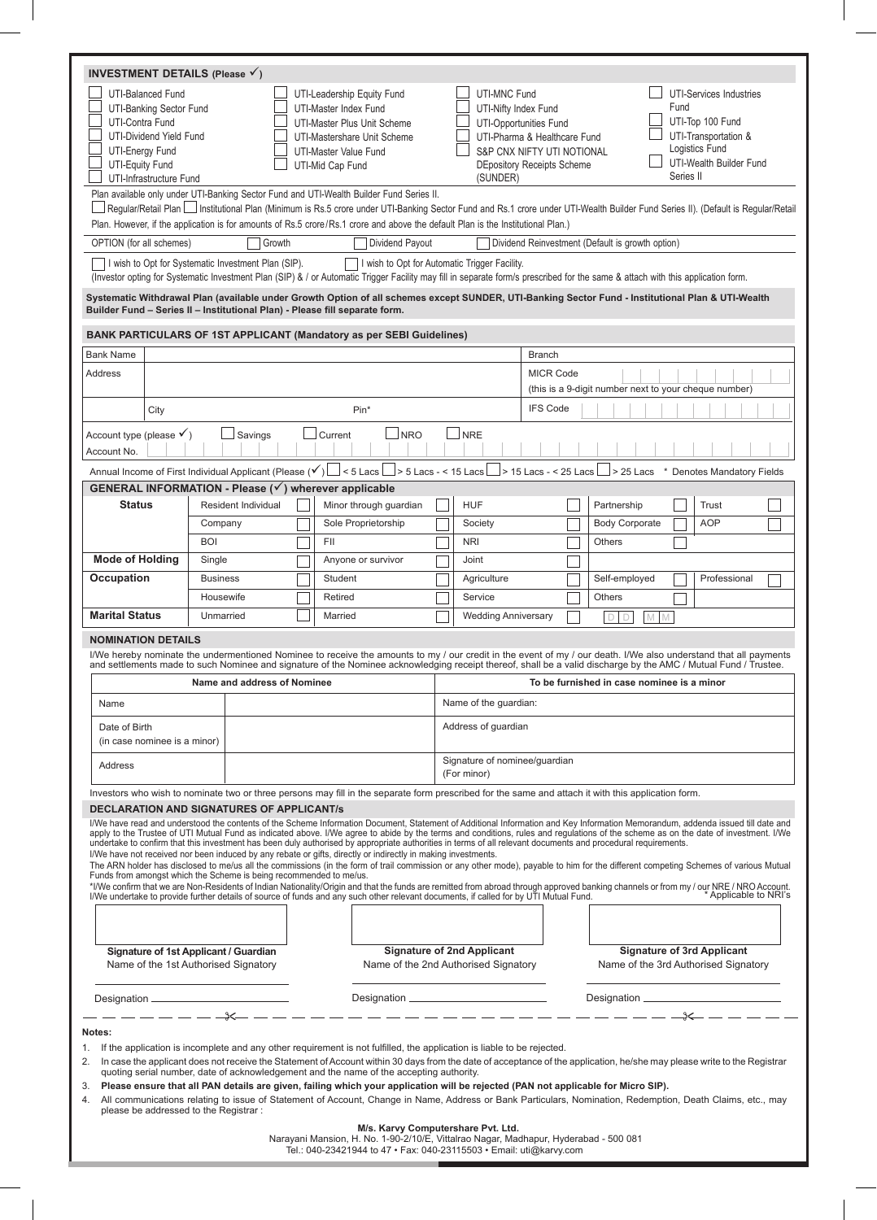## INVESTMENT DETAILS (Please ✓)

- ☐ UTI-Balanced Fund
- ☐ UTI-Banking Sector Fund
- ☐ UTI-Contra Fund
- ☐ UTI-Dividend Yield Fund
- ☐ UTI-Energy Fund
- ☐ UTI-Equity Fund
- ☐ UTI-Infrastructure Fund
- ☐ UTI-Leadership Equity Fund
- ☐ UTI-Master Index Fund
- ☐ UTI-Master Plus Unit Scheme
- ☐ UTI-Mastershare Unit Scheme
- ☐ UTI-Master Value Fund
- ☐ UTI-Mid Cap Fund
- ☐ UTI-MNC Fund
- ☐ UTI-Nifty Index Fund
- ☐ UTI-Opportunities Fund
- ☐ UTI-Pharma & Healthcare Fund
- ☐ S&P CNX NIFTY UTI NOTIONAL DEpository Receipts Scheme (SUNDER)
- ☐ UTI-Services Industries Fund
- ☐ UTI-Top 100 Fund
- ☐ UTI-Transportation & Logistics Fund
- ☐ UTI-Wealth Builder Fund Series II

Plan available only under UTI-Banking Sector Fund and UTI-Wealth Builder Fund Series II.

☐ Regular/Retail Plan ☐ Institutional Plan (Minimum is Rs.5 crore under UTI-Banking Sector Fund and Rs.1 crore under UTI-Wealth Builder Fund Series II). (Default is Regular/Retail Plan. However, if the application is for amounts of Rs.5 crore/Rs.1 crore and above the default Plan is the Institutional Plan.)

OPTION (for all schemes) ☐ Growth ☐ Dividend Payout ☐ Dividend Reinvestment (Default is growth option)

☐ I wish to Opt for Systematic Investment Plan (SIP). ☐ I wish to Opt for Automatic Trigger Facility.

(Investor opting for Systematic Investment Plan (SIP) & / or Automatic Trigger Facility may fill in separate form/s prescribed for the same & attach with this application form.

**Systematic Withdrawal Plan (available under Growth Option of all schemes except SUNDER, UTI-Banking Sector Fund - Institutional Plan & UTI-Wealth Builder Fund – Series II – Institutional Plan) - Please fill separate form.**

## BANK PARTICULARS OF 1ST APPLICANT (Mandatory as per SEBI Guidelines)

| | | | |
|---|---|---|---|
| Bank Name | | Branch | |
| Address | | MICR Code (this is a 9-digit number next to your cheque number) | |
| City | Pin* | IFS Code | |

Account type (please ✓) ☐ Savings ☐ Current ☐ NRO ☐ NRE

Account No.

Annual Income of First Individual Applicant (Please ✓) ☐ < 5 Lacs ☐ > 5 Lacs - < 15 Lacs ☐ > 15 Lacs - < 25 Lacs ☐ > 25 Lacs * Denotes Mandatory Fields

## GENERAL INFORMATION - Please (✓) wherever applicable

| | | | | | | | | |
|---|---|---|---|---|---|---|---|---|
| **Status** | Resident Individual ☐ | Minor through guardian ☐ | HUF ☐ | Partnership ☐ | Trust ☐ |
| | Company ☐ | Sole Proprietorship ☐ | Society ☐ | Body Corporate ☐ | AOP ☐ |
| | BOI ☐ | FII ☐ | NRI ☐ | Others | |
| **Mode of Holding** | Single ☐ | Anyone or survivor ☐ | Joint ☐ | | |
| **Occupation** | Business ☐ | Student ☐ | Agriculture ☐ | Self-employed ☐ | Professional ☐ |
| | Housewife ☐ | Retired ☐ | Service ☐ | Others ☐ | |
| **Marital Status** | Unmarried ☐ | Married ☐ | Wedding Anniversary ☐ | D D M M | |

## NOMINATION DETAILS

I/We hereby nominate the undermentioned Nominee to receive the amounts to my / our credit in the event of my / our death. I/We also understand that all payments and settlements made to such Nominee and signature of the Nominee acknowledging receipt thereof, shall be a valid discharge by the AMC / Mutual Fund / Trustee.

| Name and address of Nominee | | To be furnished in case nominee is a minor |
|---|---|---|
| Name | | Name of the guardian: |
| Date of Birth (in case nominee is a minor) | | Address of guardian |
| Address | | Signature of nominee/guardian (For minor) |

Investors who wish to nominate two or three persons may fill in the separate form prescribed for the same and attach it with this application form.

## DECLARATION AND SIGNATURES OF APPLICANT/s

I/We have read and understood the contents of the Scheme Information Document, Statement of Additional Information and Key Information Memorandum, addenda issued till date and apply to the Trustee of UTI Mutual Fund as indicated above. I/We agree to abide by the terms and conditions, rules and regulations of the scheme as on the date of investment. I/We undertake to confirm that this investment has been duly authorised by appropriate authorities in terms of all relevant documents and procedural requirements.

I/We have not received nor been induced by any rebate or gifts, directly or indirectly in making investments.

The ARN holder has disclosed to me/us all the commissions (in the form of trail commission or any other mode), payable to him for the different competing Schemes of various Mutual Funds from amongst which the Scheme is being recommended to me/us.

*I/We confirm that we are Non-Residents of Indian Nationality/Origin and that the funds are remitted from abroad through approved banking channels or from my / our NRE / NRO Account. I/We undertake to provide further details of source of funds and any such other relevant documents, if called for by UTI Mutual Fund. * Applicable to NRI's

| Signature of 1st Applicant / Guardian | Signature of 2nd Applicant | Signature of 3rd Applicant |
|---|---|---|
| Name of the 1st Authorised Signatory | Name of the 2nd Authorised Signatory | Name of the 3rd Authorised Signatory |
| Designation | Designation | Designation |

**Notes:**

1. If the application is incomplete and any other requirement is not fulfilled, the application is liable to be rejected.
2. In case the applicant does not receive the Statement of Account within 30 days from the date of acceptance of the application, he/she may please write to the Registrar quoting serial number, date of acknowledgement and the name of the accepting authority.
3. **Please ensure that all PAN details are given, failing which your application will be rejected (PAN not applicable for Micro SIP).**
4. All communications relating to issue of Statement of Account, Change in Name, Address or Bank Particulars, Nomination, Redemption, Death Claims, etc., may please be addressed to the Registrar :

**M/s. Karvy Computershare Pvt. Ltd.**
Narayani Mansion, H. No. 1-90-2/10/E, Vittalrao Nagar, Madhapur, Hyderabad - 500 081
Tel.: 040-23421944 to 47 • Fax: 040-23115503 • Email: uti@karvy.com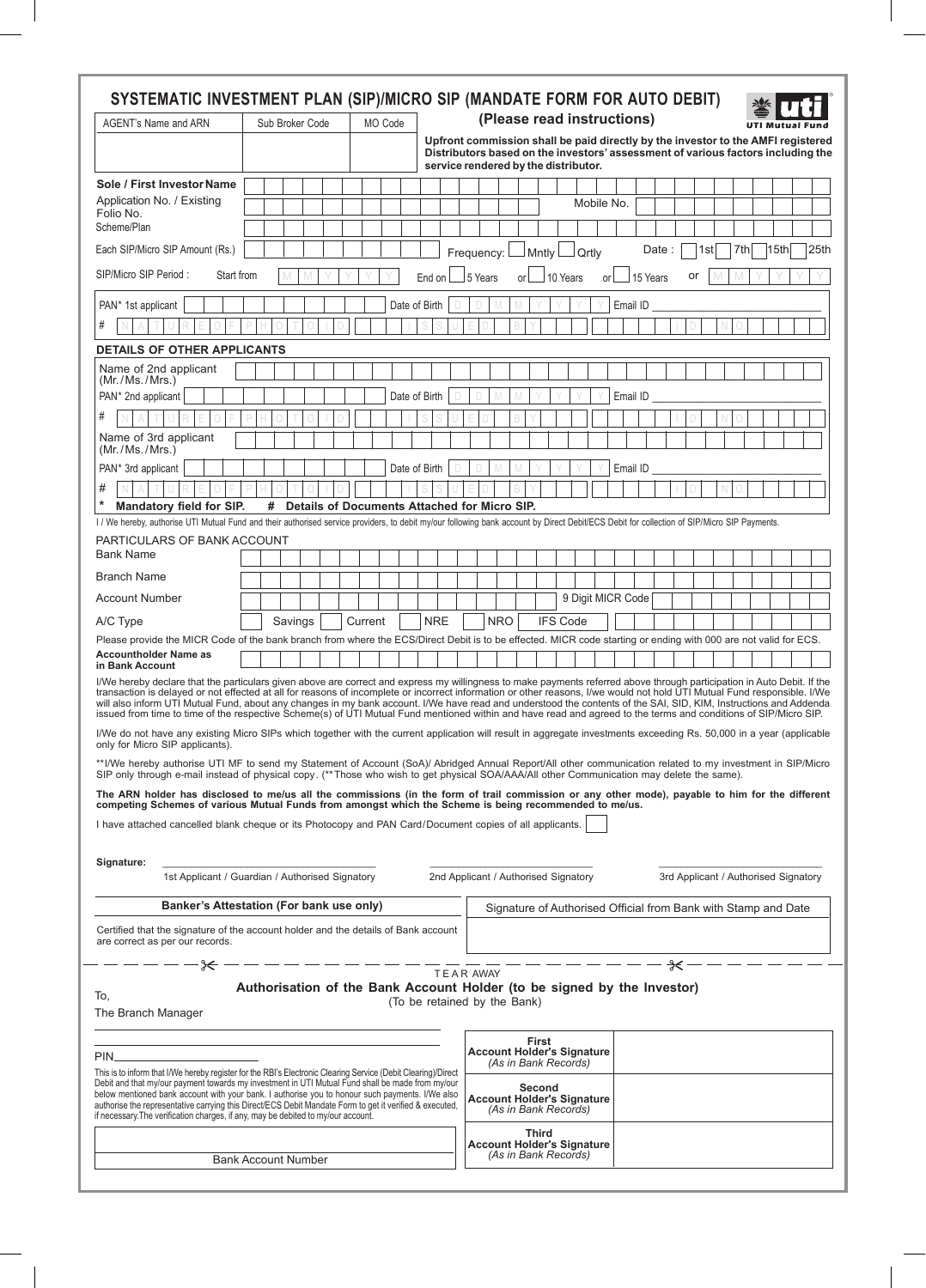# SYSTEMATIC INVESTMENT PLAN (SIP)/MICRO SIP (MANDATE FORM FOR AUTO DEBIT)

**(Please read instructions)**

UTI Mutual Fund

| AGENT's Name and ARN | Sub Broker Code | MO Code |
|---|---|---|
| | | |

**Upfront commission shall be paid directly by the investor to the AMFI registered Distributors based on the investors' assessment of various factors including the service rendered by the distributor.**

**Sole / First Investor Name**

Application No. / Existing Folio No. &nbsp;&nbsp;&nbsp; Mobile No.

Scheme/Plan

Each SIP/Micro SIP Amount (Rs.) &nbsp;&nbsp; Frequency: ☐ Mntly ☐ Qrtly &nbsp;&nbsp; Date : ☐ 1st ☐ 7th ☐ 15th ☐ 25th

SIP/Micro SIP Period : Start from M M Y Y Y Y &nbsp; End on ☐ 5 Years or ☐ 10 Years or ☐ 15 Years or M M Y Y Y Y

PAN* 1st applicant &nbsp;&nbsp; Date of Birth D D M M Y Y Y Y &nbsp;&nbsp; Email ID

# NATURE OF PHOTO ID &nbsp; ISSUED BY &nbsp; ID NO.

**DETAILS OF OTHER APPLICANTS**

Name of 2nd applicant (Mr./Ms./Mrs.)

PAN* 2nd applicant &nbsp;&nbsp; Date of Birth D D M M Y Y Y Y &nbsp;&nbsp; Email ID

# NATURE OF PHOTO ID &nbsp; ISSUED BY &nbsp; ID NO.

Name of 3rd applicant (Mr./Ms./Mrs.)

PAN* 3rd applicant &nbsp;&nbsp; Date of Birth D D M M Y Y Y Y &nbsp;&nbsp; Email ID

# NATURE OF PHOTO ID &nbsp; ISSUED BY &nbsp; ID NO.

**\* Mandatory field for SIP. # Details of Documents Attached for Micro SIP.**

I / We hereby, authorise UTI Mutual Fund and their authorised service providers, to debit my/our following bank account by Direct Debit/ECS Debit for collection of SIP/Micro SIP Payments.

PARTICULARS OF BANK ACCOUNT

Bank Name

Branch Name

Account Number &nbsp;&nbsp; 9 Digit MICR Code

A/C Type ☐ Savings ☐ Current ☐ NRE ☐ NRO &nbsp; IFS Code

Please provide the MICR Code of the bank branch from where the ECS/Direct Debit is to be effected. MICR code starting or ending with 000 are not valid for ECS.

**Accountholder Name as in Bank Account**

I/We hereby declare that the particulars given above are correct and express my willingness to make payments referred above through participation in Auto Debit. If the transaction is delayed or not effected at all for reasons of incomplete or incorrect information or other reasons, I/we would not hold UTI Mutual Fund responsible. I/We will also inform UTI Mutual Fund, about any changes in my bank account. I/We have read and understood the contents of the SAI, SID, KIM, Instructions and Addenda issued from time to time of the respective Scheme(s) of UTI Mutual Fund mentioned within and have read and agreed to the terms and conditions of SIP/Micro SIP.

I/We do not have any existing Micro SIPs which together with the current application will result in aggregate investments exceeding Rs. 50,000 in a year (applicable only for Micro SIP applicants).

**I/We hereby authorise UTI MF to send my Statement of Account (SoA)/ Abridged Annual Report/All other communication related to my investment in SIP/Micro SIP only through e-mail instead of physical copy. (**Those who wish to get physical SOA/AAA/All other Communication may delete the same).

**The ARN holder has disclosed to me/us all the commissions (in the form of trail commission or any other mode), payable to him for the different competing Schemes of various Mutual Funds from amongst which the Scheme is being recommended to me/us.**

I have attached cancelled blank cheque or its Photocopy and PAN Card/Document copies of all applicants. ☐

**Signature:**

1st Applicant / Guardian / Authorised Signatory &nbsp;&nbsp;&nbsp; 2nd Applicant / Authorised Signatory &nbsp;&nbsp;&nbsp; 3rd Applicant / Authorised Signatory

| Banker's Attestation (For bank use only) | Signature of Authorised Official from Bank with Stamp and Date |
|---|---|
| Certified that the signature of the account holder and the details of Bank account are correct as per our records. | |

TEAR AWAY

## Authorisation of the Bank Account Holder (to be signed by the Investor)

(To be retained by the Bank)

To,
The Branch Manager

PIN

This is to inform that I/We hereby register for the RBI's Electronic Clearing Service (Debit Clearing)/Direct Debit and that my/our payment towards my investment in UTI Mutual Fund shall be made from my/our below mentioned bank account with your bank. I authorise you to honour such payments. I/We also authorise the representative carrying this Direct/ECS Debit Mandate Form to get it verified & executed, if necessary. The verification charges, if any, may be debited to my/our account.

Bank Account Number

| | |
|---|---|
| **First Account Holder's Signature** *(As in Bank Records)* | |
| **Second Account Holder's Signature** *(As in Bank Records)* | |
| **Third Account Holder's Signature** *(As in Bank Records)* | |